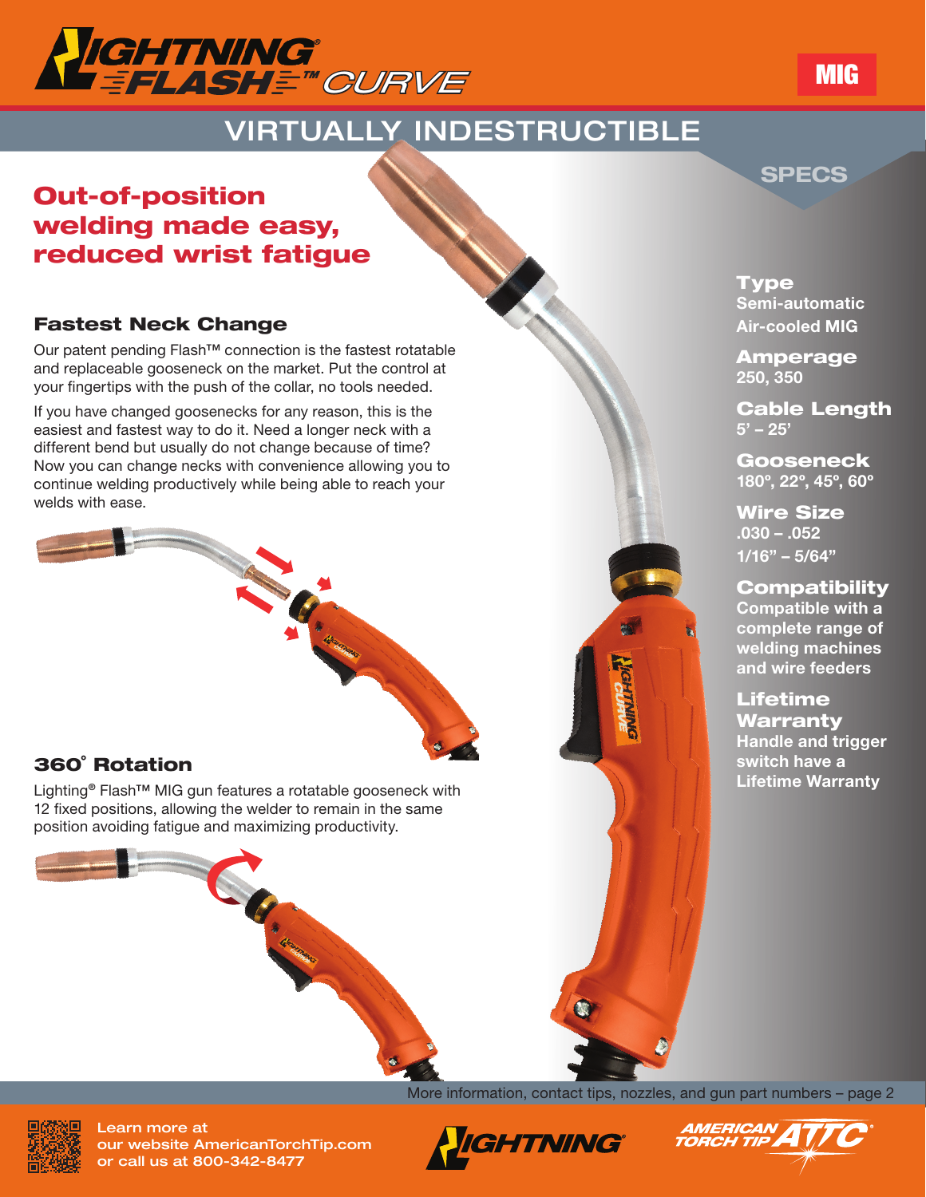# LIGHTNING® FLASH™ CURVE

MIG

## VIRTUALLY INDESTRUCTIBLE

## Out-of-position welding made easy, reduced wrist fatigue

### Fastest Neck Change

Our patent pending Flash™ connection is the fastest rotatable and replaceable gooseneck on the market. Put the control at your fingertips with the push of the collar, no tools needed.

If you have changed goosenecks for any reason, this is the easiest and fastest way to do it. Need a longer neck with a different bend but usually do not change because of time? Now you can change necks with convenience allowing you to continue welding productively while being able to reach your welds with ease.

### 360° Rotation

Lighting® Flash™ MIG gun features a rotatable gooseneck with 12 fixed positions, allowing the welder to remain in the same position avoiding fatigue and maximizing productivity.

## SPECS

**Type**
Semi-automatic
Air-cooled MIG

**Amperage**
250, 350

**Cable Length**
5' – 25'

**Gooseneck**
180º, 22º, 45º, 60º

**Wire Size**
.030 – .052
1/16" – 5/64"

**Compatibility**
Compatible with a complete range of welding machines and wire feeders

**Lifetime Warranty**
Handle and trigger switch have a Lifetime Warranty

More information, contact tips, nozzles, and gun part numbers – page 2

Learn more at our website AmericanTorchTip.com or call us at 800-342-8477

LIGHTNING® | AMERICAN TORCH TIP ATTC®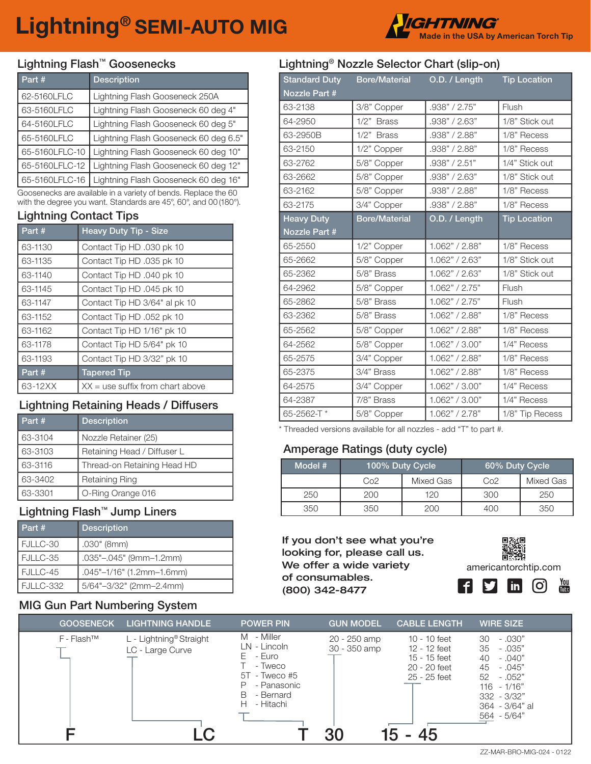# Lightning® SEMI-AUTO MIG

LIGHTNING
Made in the USA by American Torch Tip

## Lightning Flash™ Goosenecks

| Part # | Description |
|---|---|
| 62-5160LFLC | Lightning Flash Gooseneck 250A |
| 63-5160LFLC | Lightning Flash Gooseneck 60 deg 4" |
| 64-5160LFLC | Lightning Flash Gooseneck 60 deg 5" |
| 65-5160LFLC | Lightning Flash Gooseneck 60 deg 6.5" |
| 65-5160LFLC-10 | Lightning Flash Gooseneck 60 deg 10" |
| 65-5160LFLC-12 | Lightning Flash Gooseneck 60 deg 12" |
| 65-5160LFLC-16 | Lightning Flash Gooseneck 60 deg 16" |

Goosenecks are available in a variety of bends. Replace the 60 with the degree you want. Standards are 45°, 60°, and 00 (180°).

## Lightning Contact Tips

| Part # | Heavy Duty Tip - Size |
|---|---|
| 63-1130 | Contact Tip HD .030 pk 10 |
| 63-1135 | Contact Tip HD .035 pk 10 |
| 63-1140 | Contact Tip HD .040 pk 10 |
| 63-1145 | Contact Tip HD .045 pk 10 |
| 63-1147 | Contact Tip HD 3/64" al pk 10 |
| 63-1152 | Contact Tip HD .052 pk 10 |
| 63-1162 | Contact Tip HD 1/16" pk 10 |
| 63-1178 | Contact Tip HD 5/64" pk 10 |
| 63-1193 | Contact Tip HD 3/32" pk 10 |
| **Part #** | **Tapered Tip** |
| 63-12XX | XX = use suffix from chart above |

## Lightning Retaining Heads / Diffusers

| Part # | Description |
|---|---|
| 63-3104 | Nozzle Retainer (25) |
| 63-3103 | Retaining Head / Diffuser L |
| 63-3116 | Thread-on Retaining Head HD |
| 63-3402 | Retaining Ring |
| 63-3301 | O-Ring Orange 016 |

## Lightning Flash™ Jump Liners

| Part # | Description |
|---|---|
| FJLLC-30 | .030" (8mm) |
| FJLLC-35 | .035"–.045" (9mm–1.2mm) |
| FJLLC-45 | .045"–1/16" (1.2mm–1.6mm) |
| FJLLC-332 | 5/64"–3/32" (2mm–2.4mm) |

## Lightning® Nozzle Selector Chart (slip-on)

| Standard Duty Nozzle Part # | Bore/Material | O.D. / Length | Tip Location |
|---|---|---|---|
| 63-2138 | 3/8" Copper | .938" / 2.75" | Flush |
| 64-2950 | 1/2" Brass | .938" / 2.63" | 1/8" Stick out |
| 63-2950B | 1/2" Brass | .938" / 2.88" | 1/8" Recess |
| 63-2150 | 1/2" Copper | .938" / 2.88" | 1/8" Recess |
| 63-2762 | 5/8" Copper | .938" / 2.51" | 1/4" Stick out |
| 63-2662 | 5/8" Copper | .938" / 2.63" | 1/8" Stick out |
| 63-2162 | 5/8" Copper | .938" / 2.88" | 1/8" Recess |
| 63-2175 | 3/4" Copper | .938" / 2.88" | 1/8" Recess |
| **Heavy Duty Nozzle Part #** | **Bore/Material** | **O.D. / Length** | **Tip Location** |
| 65-2550 | 1/2" Copper | 1.062" / 2.88" | 1/8" Recess |
| 65-2662 | 5/8" Copper | 1.062" / 2.63" | 1/8" Stick out |
| 65-2362 | 5/8" Brass | 1.062" / 2.63" | 1/8" Stick out |
| 64-2962 | 5/8" Copper | 1.062" / 2.75" | Flush |
| 65-2862 | 5/8" Brass | 1.062" / 2.75" | Flush |
| 63-2362 | 5/8" Brass | 1.062" / 2.88" | 1/8" Recess |
| 65-2562 | 5/8" Copper | 1.062" / 2.88" | 1/8" Recess |
| 64-2562 | 5/8" Copper | 1.062" / 3.00" | 1/4" Recess |
| 65-2575 | 3/4" Copper | 1.062" / 2.88" | 1/8" Recess |
| 65-2375 | 3/4" Brass | 1.062" / 2.88" | 1/8" Recess |
| 64-2575 | 3/4" Copper | 1.062" / 3.00" | 1/4" Recess |
| 64-2387 | 7/8" Brass | 1.062" / 3.00" | 1/4" Recess |
| 65-2562-T * | 5/8" Copper | 1.062" / 2.78" | 1/8" Tip Recess |

* Threaded versions available for all nozzles - add "T" to part #.

## Amperage Ratings (duty cycle)

| Model # | 100% Duty Cycle | | 60% Duty Cycle | |
|---|---|---|---|---|
| | Co2 | Mixed Gas | Co2 | Mixed Gas |
| 250 | 200 | 120 | 300 | 250 |
| 350 | 350 | 200 | 400 | 350 |

**If you don't see what you're looking for, please call us. We offer a wide variety of consumables. (800) 342-8477**

americantorchtip.com

## MIG Gun Part Numbering System

| GOOSENECK | LIGHTNING HANDLE | POWER PIN | GUN MODEL | CABLE LENGTH | WIRE SIZE |
|---|---|---|---|---|---|
| F - Flash™ | L - Lightning® Straight<br>LC - Large Curve | M - Miller<br>LN - Lincoln<br>E - Euro<br>T - Tweco<br>5T - Tweco #5<br>P - Panasonic<br>B - Bernard<br>H - Hitachi | 20 - 250 amp<br>30 - 350 amp | 10 - 10 feet<br>12 - 12 feet<br>15 - 15 feet<br>20 - 20 feet<br>25 - 25 feet | 30 - .030"<br>35 - .035"<br>40 - .040"<br>45 - .045"<br>52 - .052"<br>116 - 1/16"<br>332 - 3/32"<br>364 - 3/64" al<br>564 - 5/64" |

**Example: F LC T 30 15 - 45**

ZZ-MAR-BRO-MIG-024 - 0122